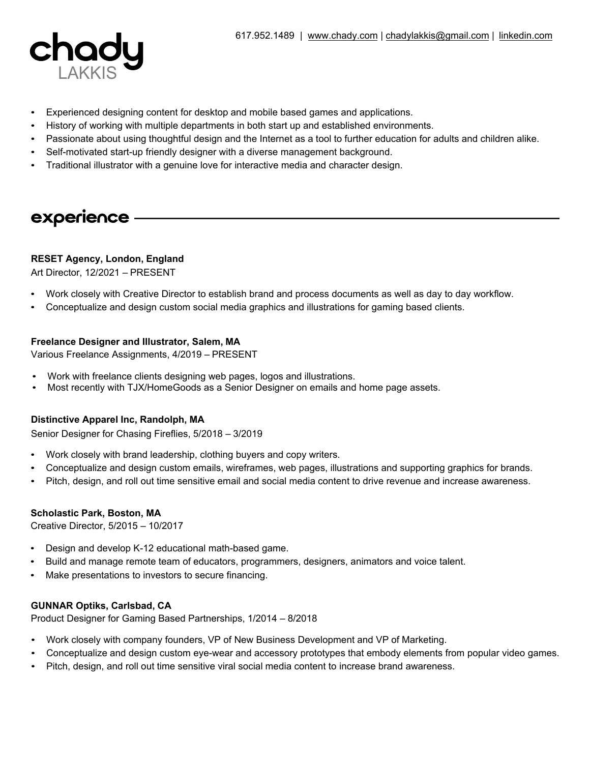# chady LAKKIS

617.952.1489 | www.chady.com | chadylakkis@gmail.com | linkedin.com

- Experienced designing content for desktop and mobile based games and applications.
- History of working with multiple departments in both start up and established environments.
- Passionate about using thoughtful design and the Internet as a tool to further education for adults and children alike.
- Self-motivated start-up friendly designer with a diverse management background.
- Traditional illustrator with a genuine love for interactive media and character design.

## experience

**RESET Agency, London, England**
Art Director, 12/2021 – PRESENT

- Work closely with Creative Director to establish brand and process documents as well as day to day workflow.
- Conceptualize and design custom social media graphics and illustrations for gaming based clients.

**Freelance Designer and Illustrator, Salem, MA**
Various Freelance Assignments, 4/2019 – PRESENT

- Work with freelance clients designing web pages, logos and illustrations.
- Most recently with TJX/HomeGoods as a Senior Designer on emails and home page assets.

**Distinctive Apparel Inc, Randolph, MA**
Senior Designer for Chasing Fireflies, 5/2018 – 3/2019

- Work closely with brand leadership, clothing buyers and copy writers.
- Conceptualize and design custom emails, wireframes, web pages, illustrations and supporting graphics for brands.
- Pitch, design, and roll out time sensitive email and social media content to drive revenue and increase awareness.

**Scholastic Park, Boston, MA**
Creative Director, 5/2015 – 10/2017

- Design and develop K-12 educational math-based game.
- Build and manage remote team of educators, programmers, designers, animators and voice talent.
- Make presentations to investors to secure financing.

**GUNNAR Optiks, Carlsbad, CA**
Product Designer for Gaming Based Partnerships, 1/2014 – 8/2018

- Work closely with company founders, VP of New Business Development and VP of Marketing.
- Conceptualize and design custom eye-wear and accessory prototypes that embody elements from popular video games.
- Pitch, design, and roll out time sensitive viral social media content to increase brand awareness.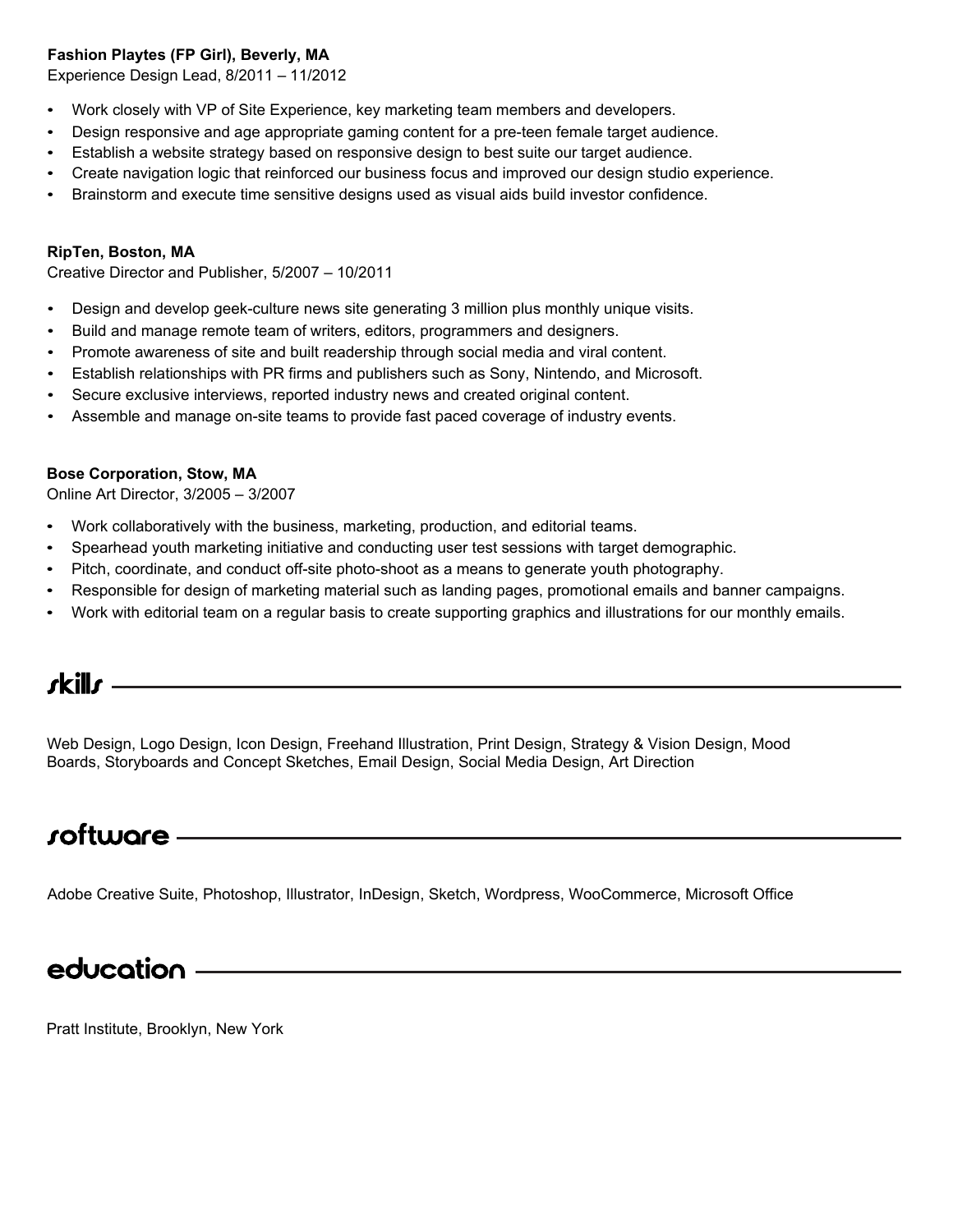**Fashion Playtes (FP Girl), Beverly, MA**
Experience Design Lead, 8/2011 – 11/2012

- Work closely with VP of Site Experience, key marketing team members and developers.
- Design responsive and age appropriate gaming content for a pre-teen female target audience.
- Establish a website strategy based on responsive design to best suite our target audience.
- Create navigation logic that reinforced our business focus and improved our design studio experience.
- Brainstorm and execute time sensitive designs used as visual aids build investor confidence.

**RipTen, Boston, MA**
Creative Director and Publisher, 5/2007 – 10/2011

- Design and develop geek-culture news site generating 3 million plus monthly unique visits.
- Build and manage remote team of writers, editors, programmers and designers.
- Promote awareness of site and built readership through social media and viral content.
- Establish relationships with PR firms and publishers such as Sony, Nintendo, and Microsoft.
- Secure exclusive interviews, reported industry news and created original content.
- Assemble and manage on-site teams to provide fast paced coverage of industry events.

**Bose Corporation, Stow, MA**
Online Art Director, 3/2005 – 3/2007

- Work collaboratively with the business, marketing, production, and editorial teams.
- Spearhead youth marketing initiative and conducting user test sessions with target demographic.
- Pitch, coordinate, and conduct off-site photo-shoot as a means to generate youth photography.
- Responsible for design of marketing material such as landing pages, promotional emails and banner campaigns.
- Work with editorial team on a regular basis to create supporting graphics and illustrations for our monthly emails.

## skills

Web Design, Logo Design, Icon Design, Freehand Illustration, Print Design, Strategy & Vision Design, Mood Boards, Storyboards and Concept Sketches, Email Design, Social Media Design, Art Direction

## software

Adobe Creative Suite, Photoshop, Illustrator, InDesign, Sketch, Wordpress, WooCommerce, Microsoft Office

## education

Pratt Institute, Brooklyn, New York